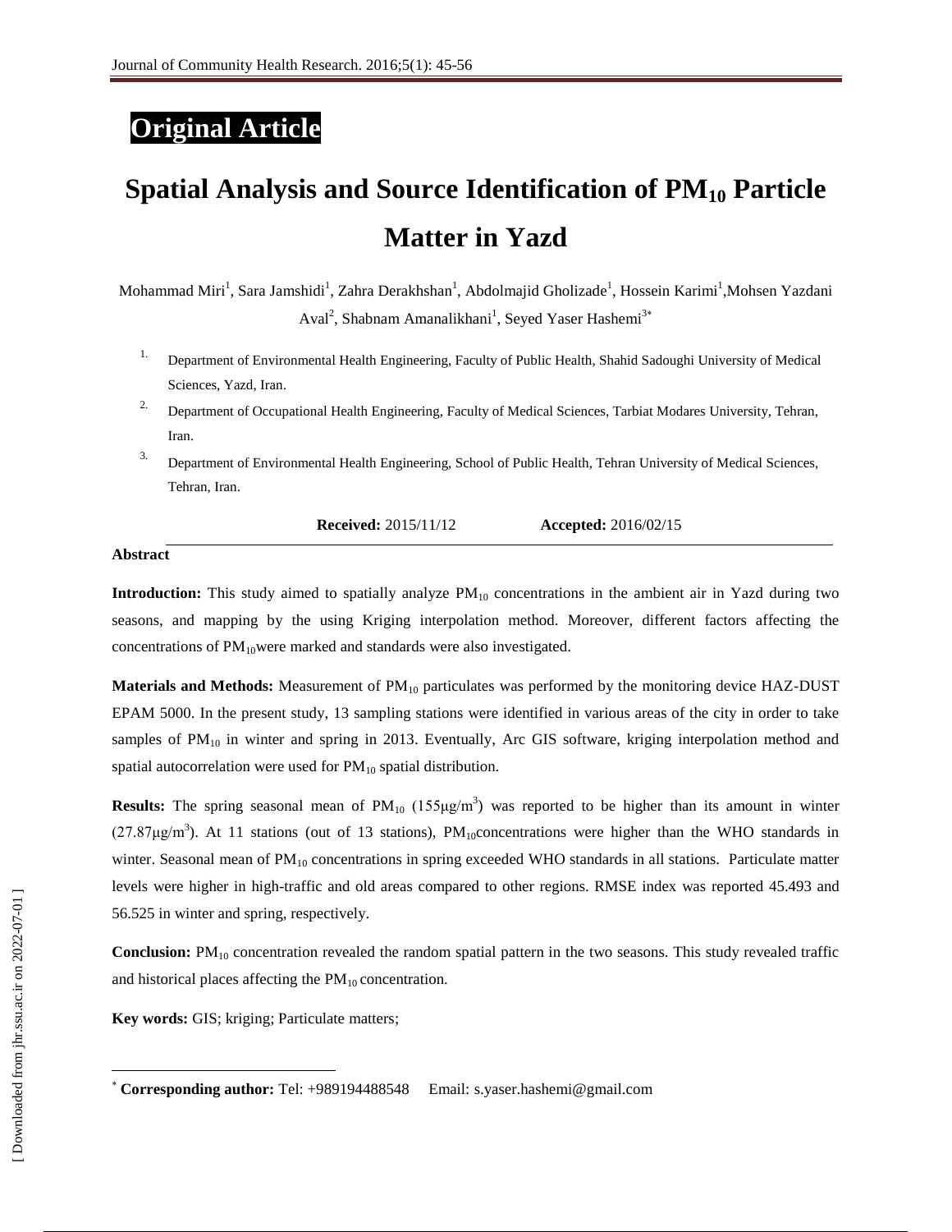**Original Article**

# Spatial Analysis and Source Identification of $PM_{10}$ Particle Matter in Yazd

Mohammad Miri[1], Sara Jamshidi[1], Zahra Derakhshan[1], Abdolmajid Gholizade[1], Hossein Karimi[1], Mohsen Yazdani Aval[2], Shabnam Amanalikhani[1], Seyed Yaser Hashemi[3*]

1. Department of Environmental Health Engineering, Faculty of Public Health, Shahid Sadoughi University of Medical Sciences, Yazd, Iran.
2. Department of Occupational Health Engineering, Faculty of Medical Sciences, Tarbiat Modares University, Tehran, Iran.
3. Department of Environmental Health Engineering, School of Public Health, Tehran University of Medical Sciences, Tehran, Iran.

**Received:** 2015/11/12 **Accepted:** 2016/02/15

**Abstract**

**Introduction:** This study aimed to spatially analyze $PM_{10}$ concentrations in the ambient air in Yazd during two seasons, and mapping by the using Kriging interpolation method. Moreover, different factors affecting the concentrations of $PM_{10}$were marked and standards were also investigated.

**Materials and Methods:** Measurement of $PM_{10}$ particulates was performed by the monitoring device HAZ-DUST EPAM 5000. In the present study, 13 sampling stations were identified in various areas of the city in order to take samples of $PM_{10}$ in winter and spring in 2013. Eventually, Arc GIS software, kriging interpolation method and spatial autocorrelation were used for $PM_{10}$ spatial distribution.

**Results:** The spring seasonal mean of $PM_{10}$ (155µg/m$^3$) was reported to be higher than its amount in winter (27.87µg/m$^3$). At 11 stations (out of 13 stations), $PM_{10}$concentrations were higher than the WHO standards in winter. Seasonal mean of $PM_{10}$ concentrations in spring exceeded WHO standards in all stations. Particulate matter levels were higher in high-traffic and old areas compared to other regions. RMSE index was reported 45.493 and 56.525 in winter and spring, respectively.

**Conclusion:** $PM_{10}$ concentration revealed the random spatial pattern in the two seasons. This study revealed traffic and historical places affecting the $PM_{10}$ concentration.

**Key words:** GIS; kriging; Particulate matters;

[*] **Corresponding author:** Tel: +989194488548 Email: s.yaser.hashemi@gmail.com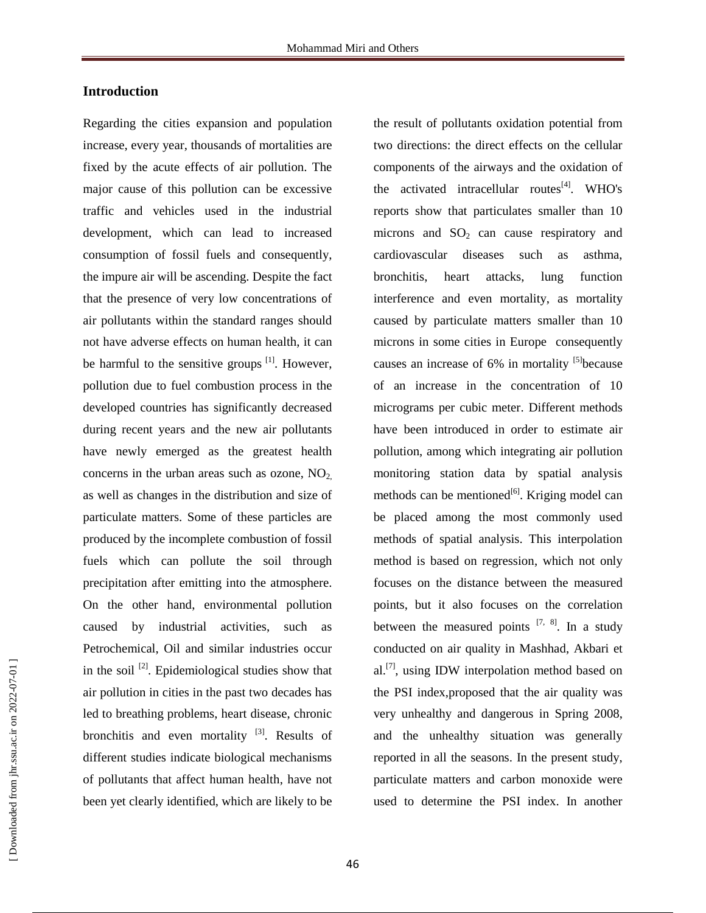## Introduction

Regarding the cities expansion and population increase, every year, thousands of mortalities are fixed by the acute effects of air pollution. The major cause of this pollution can be excessive traffic and vehicles used in the industrial development, which can lead to increased consumption of fossil fuels and consequently, the impure air will be ascending. Despite the fact that the presence of very low concentrations of air pollutants within the standard ranges should not have adverse effects on human health, it can be harmful to the sensitive groups [1]. However, pollution due to fuel combustion process in the developed countries has significantly decreased during recent years and the new air pollutants have newly emerged as the greatest health concerns in the urban areas such as ozone, $NO_2$, as well as changes in the distribution and size of particulate matters. Some of these particles are produced by the incomplete combustion of fossil fuels which can pollute the soil through precipitation after emitting into the atmosphere. On the other hand, environmental pollution caused by industrial activities, such as Petrochemical, Oil and similar industries occur in the soil [2]. Epidemiological studies show that air pollution in cities in the past two decades has led to breathing problems, heart disease, chronic bronchitis and even mortality [3]. Results of different studies indicate biological mechanisms of pollutants that affect human health, have not been yet clearly identified, which are likely to be the result of pollutants oxidation potential from two directions: the direct effects on the cellular components of the airways and the oxidation of the activated intracellular routes[4]. WHO's reports show that particulates smaller than 10 microns and $SO_2$ can cause respiratory and cardiovascular diseases such as asthma, bronchitis, heart attacks, lung function interference and even mortality, as mortality caused by particulate matters smaller than 10 microns in some cities in Europe consequently causes an increase of 6% in mortality [5]because of an increase in the concentration of 10 micrograms per cubic meter. Different methods have been introduced in order to estimate air pollution, among which integrating air pollution monitoring station data by spatial analysis methods can be mentioned[6]. Kriging model can be placed among the most commonly used methods of spatial analysis. This interpolation method is based on regression, which not only focuses on the distance between the measured points, but it also focuses on the correlation between the measured points [7, 8]. In a study conducted on air quality in Mashhad, Akbari et al.[7], using IDW interpolation method based on the PSI index,proposed that the air quality was very unhealthy and dangerous in Spring 2008, and the unhealthy situation was generally reported in all the seasons. In the present study, particulate matters and carbon monoxide were used to determine the PSI index. In another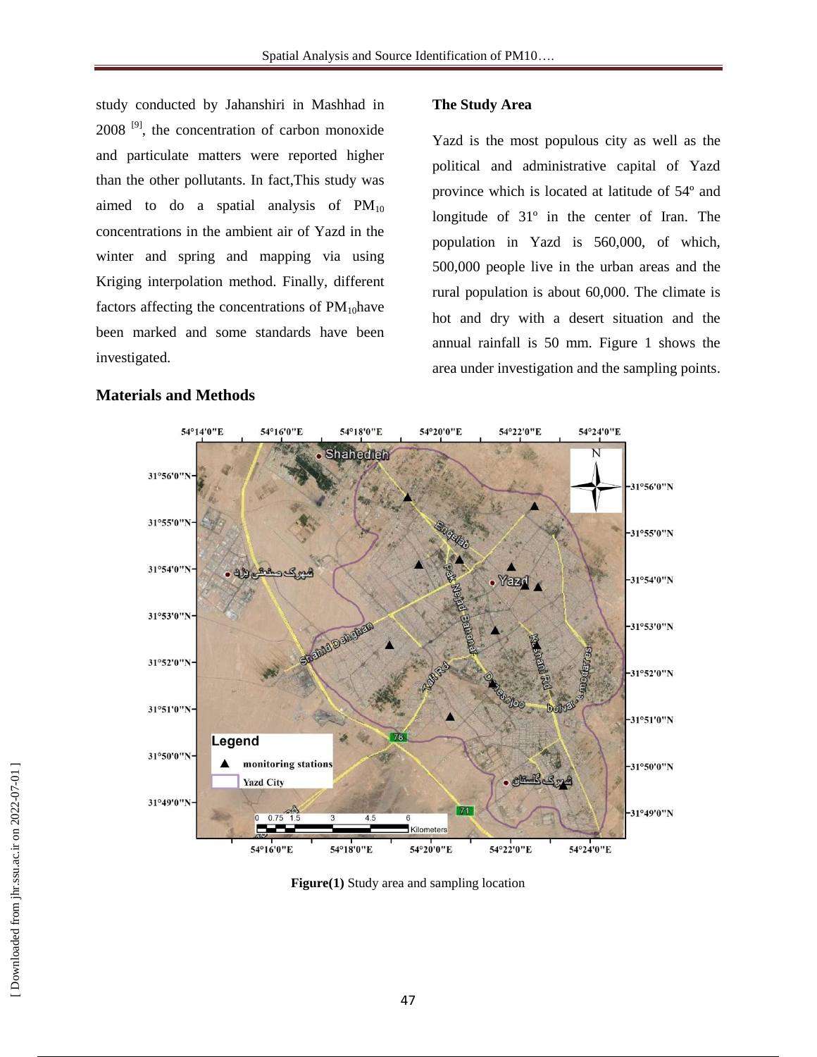study conducted by Jahanshiri in Mashhad in 2008 [9], the concentration of carbon monoxide and particulate matters were reported higher than the other pollutants. In fact,This study was aimed to do a spatial analysis of $PM_{10}$ concentrations in the ambient air of Yazd in the winter and spring and mapping via using Kriging interpolation method. Finally, different factors affecting the concentrations of $PM_{10}$have been marked and some standards have been investigated.

## Materials and Methods

### The Study Area

Yazd is the most populous city as well as the political and administrative capital of Yazd province which is located at latitude of 54º and longitude of 31º in the center of Iran. The population in Yazd is 560,000, of which, 500,000 people live in the urban areas and the rural population is about 60,000. The climate is hot and dry with a desert situation and the annual rainfall is 50 mm. Figure 1 shows the area under investigation and the sampling points.

**Figure(1)** Study area and sampling location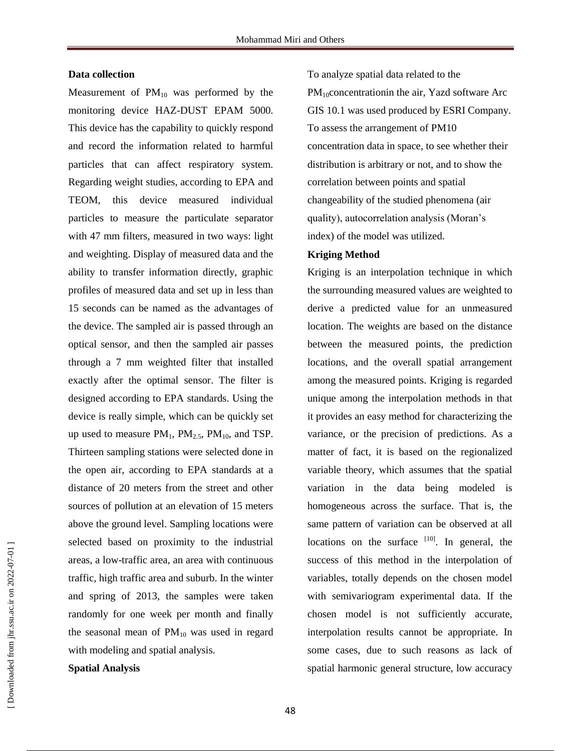**Data collection**

Measurement of $PM_{10}$ was performed by the monitoring device HAZ-DUST EPAM 5000. This device has the capability to quickly respond and record the information related to harmful particles that can affect respiratory system. Regarding weight studies, according to EPA and TEOM, this device measured individual particles to measure the particulate separator with 47 mm filters, measured in two ways: light and weighting. Display of measured data and the ability to transfer information directly, graphic profiles of measured data and set up in less than 15 seconds can be named as the advantages of the device. The sampled air is passed through an optical sensor, and then the sampled air passes through a 7 mm weighted filter that installed exactly after the optimal sensor. The filter is designed according to EPA standards. Using the device is really simple, which can be quickly set up used to measure $PM_1$, $PM_{2.5}$, $PM_{10}$, and TSP. Thirteen sampling stations were selected done in the open air, according to EPA standards at a distance of 20 meters from the street and other sources of pollution at an elevation of 15 meters above the ground level. Sampling locations were selected based on proximity to the industrial areas, a low-traffic area, an area with continuous traffic, high traffic area and suburb. In the winter and spring of 2013, the samples were taken randomly for one week per month and finally the seasonal mean of $PM_{10}$ was used in regard with modeling and spatial analysis.

**Spatial Analysis**

To analyze spatial data related to the $PM_{10}$concentrationin the air, Yazd software Arc GIS 10.1 was used produced by ESRI Company. To assess the arrangement of PM10 concentration data in space, to see whether their distribution is arbitrary or not, and to show the correlation between points and spatial changeability of the studied phenomena (air quality), autocorrelation analysis (Moran's index) of the model was utilized.

**Kriging Method**

Kriging is an interpolation technique in which the surrounding measured values are weighted to derive a predicted value for an unmeasured location. The weights are based on the distance between the measured points, the prediction locations, and the overall spatial arrangement among the measured points. Kriging is regarded unique among the interpolation methods in that it provides an easy method for characterizing the variance, or the precision of predictions. As a matter of fact, it is based on the regionalized variable theory, which assumes that the spatial variation in the data being modeled is homogeneous across the surface. That is, the same pattern of variation can be observed at all locations on the surface [10]. In general, the success of this method in the interpolation of variables, totally depends on the chosen model with semivariogram experimental data. If the chosen model is not sufficiently accurate, interpolation results cannot be appropriate. In some cases, due to such reasons as lack of spatial harmonic general structure, low accuracy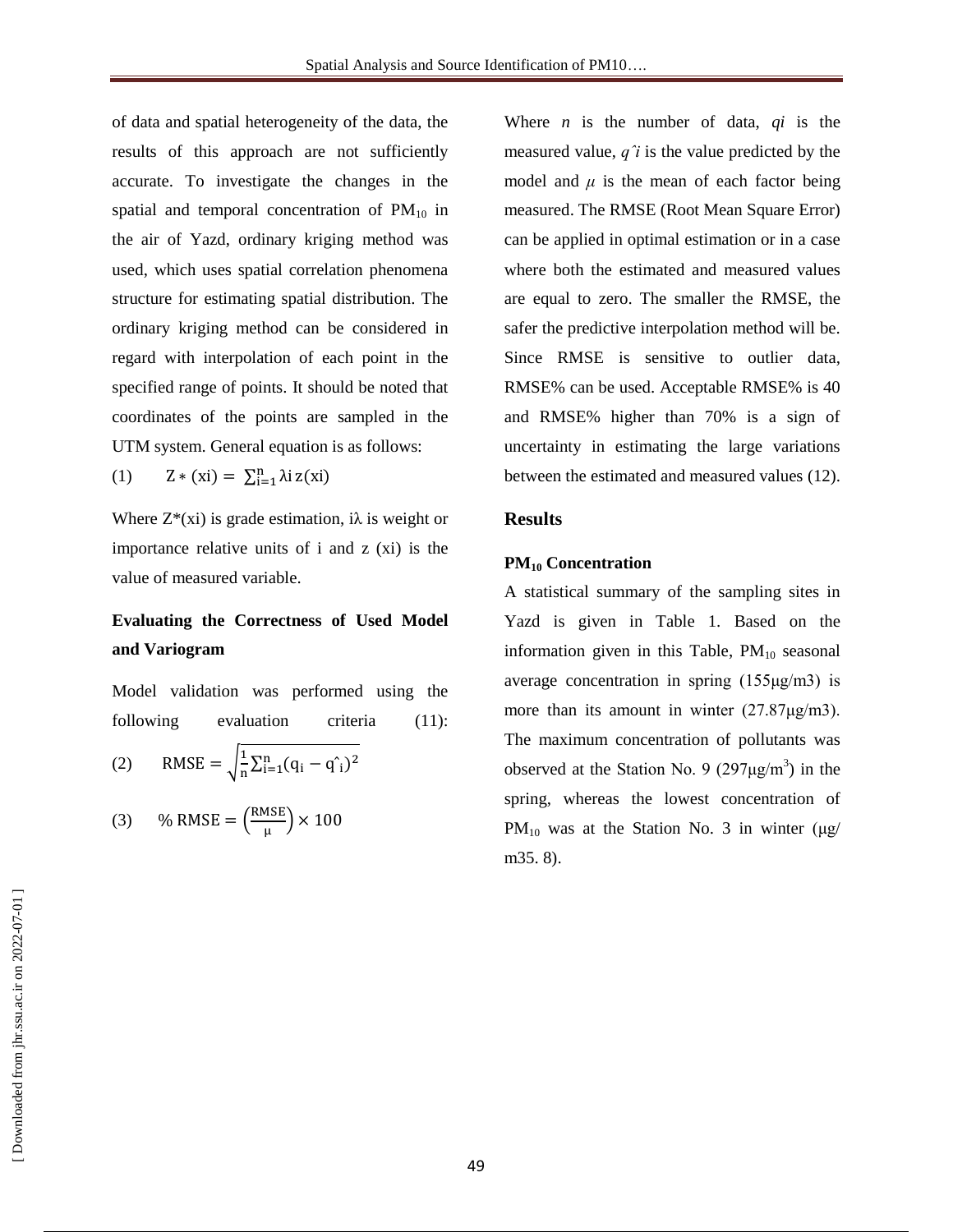of data and spatial heterogeneity of the data, the results of this approach are not sufficiently accurate. To investigate the changes in the spatial and temporal concentration of $PM_{10}$ in the air of Yazd, ordinary kriging method was used, which uses spatial correlation phenomena structure for estimating spatial distribution. The ordinary kriging method can be considered in regard with interpolation of each point in the specified range of points. It should be noted that coordinates of the points are sampled in the UTM system. General equation is as follows:

$$Z*(xi) = \sum_{i=1}^{n} \lambda i\, z(xi) \quad (1)$$

Where Z*(xi) is grade estimation, iλ is weight or importance relative units of i and z (xi) is the value of measured variable.

### Evaluating the Correctness of Used Model and Variogram

Model validation was performed using the following evaluation criteria (11):

$$\text{RMSE} = \sqrt{\frac{1}{n}\sum_{i=1}^{n}(q_i - \hat{q}_i)^2} \quad (2)$$

$$\%\,\text{RMSE} = \left(\frac{\text{RMSE}}{\mu}\right) \times 100 \quad (3)$$

Where $n$ is the number of data, $qi$ is the measured value, $\hat{q}i$ is the value predicted by the model and $\mu$ is the mean of each factor being measured. The RMSE (Root Mean Square Error) can be applied in optimal estimation or in a case where both the estimated and measured values are equal to zero. The smaller the RMSE, the safer the predictive interpolation method will be. Since RMSE is sensitive to outlier data, RMSE% can be used. Acceptable RMSE% is 40 and RMSE% higher than 70% is a sign of uncertainty in estimating the large variations between the estimated and measured values (12).

## Results

### $PM_{10}$ Concentration

A statistical summary of the sampling sites in Yazd is given in Table 1. Based on the information given in this Table, $PM_{10}$ seasonal average concentration in spring (155μg/m3) is more than its amount in winter (27.87μg/m3). The maximum concentration of pollutants was observed at the Station No. 9 (297μg/$m^3$) in the spring, whereas the lowest concentration of $PM_{10}$ was at the Station No. 3 in winter (μg/ m35. 8).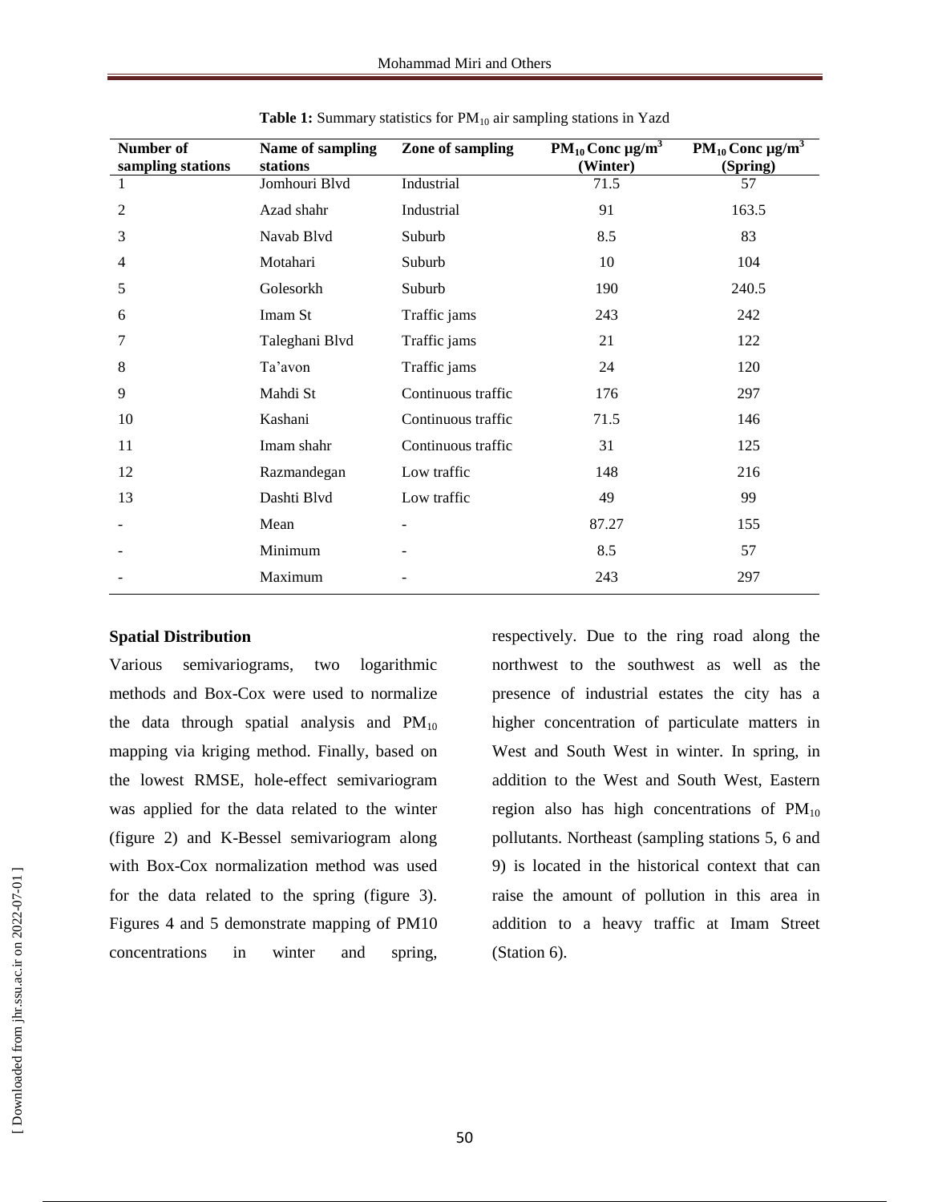**Table 1:** Summary statistics for $PM_{10}$ air sampling stations in Yazd

| Number of sampling stations | Name of sampling stations | Zone of sampling | $PM_{10}$ Conc µg/m$^3$ (Winter) | $PM_{10}$ Conc µg/m$^3$ (Spring) |
|---|---|---|---|---|
| 1 | Jomhouri Blvd | Industrial | 71.5 | 57 |
| 2 | Azad shahr | Industrial | 91 | 163.5 |
| 3 | Navab Blvd | Suburb | 8.5 | 83 |
| 4 | Motahari | Suburb | 10 | 104 |
| 5 | Golesorkh | Suburb | 190 | 240.5 |
| 6 | Imam St | Traffic jams | 243 | 242 |
| 7 | Taleghani Blvd | Traffic jams | 21 | 122 |
| 8 | Ta'avon | Traffic jams | 24 | 120 |
| 9 | Mahdi St | Continuous traffic | 176 | 297 |
| 10 | Kashani | Continuous traffic | 71.5 | 146 |
| 11 | Imam shahr | Continuous traffic | 31 | 125 |
| 12 | Razmandegan | Low traffic | 148 | 216 |
| 13 | Dashti Blvd | Low traffic | 49 | 99 |
| - | Mean | - | 87.27 | 155 |
| - | Minimum | - | 8.5 | 57 |
| - | Maximum | - | 243 | 297 |

**Spatial Distribution**

Various semivariograms, two logarithmic methods and Box-Cox were used to normalize the data through spatial analysis and $PM_{10}$ mapping via kriging method. Finally, based on the lowest RMSE, hole-effect semivariogram was applied for the data related to the winter (figure 2) and K-Bessel semivariogram along with Box-Cox normalization method was used for the data related to the spring (figure 3). Figures 4 and 5 demonstrate mapping of PM10 concentrations in winter and spring, respectively. Due to the ring road along the northwest to the southwest as well as the presence of industrial estates the city has a higher concentration of particulate matters in West and South West in winter. In spring, in addition to the West and South West, Eastern region also has high concentrations of $PM_{10}$ pollutants. Northeast (sampling stations 5, 6 and 9) is located in the historical context that can raise the amount of pollution in this area in addition to a heavy traffic at Imam Street (Station 6).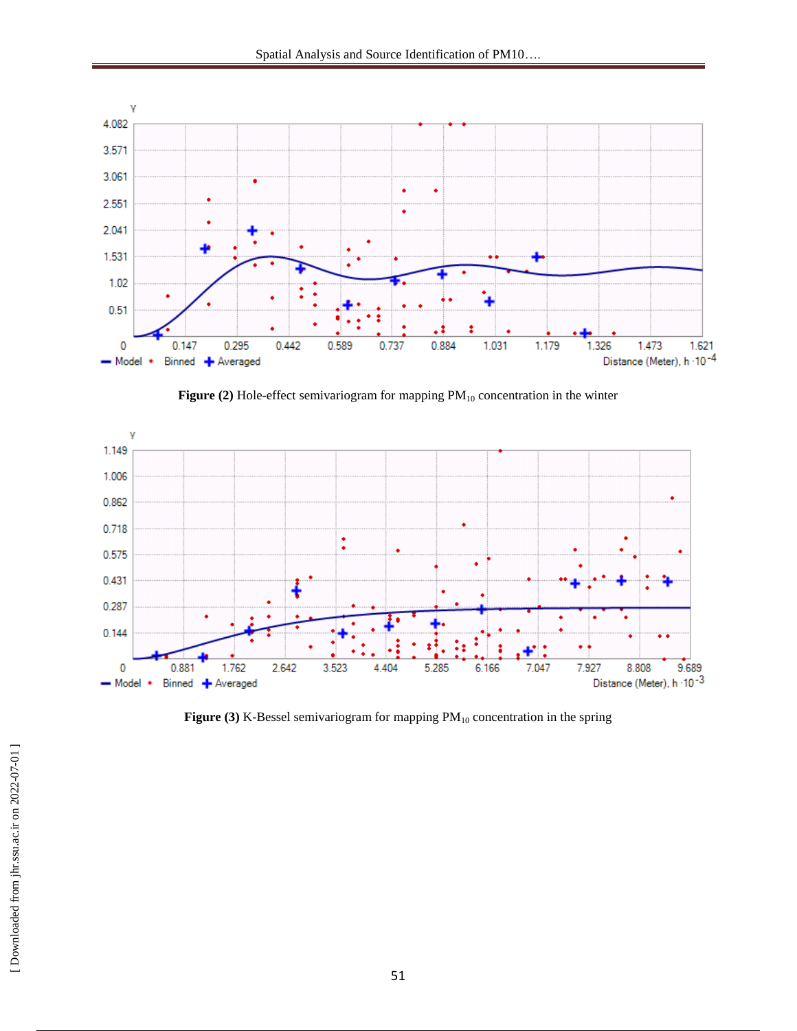**Figure (2)** Hole-effect semivariogram for mapping $PM_{10}$ concentration in the winter

**Figure (3)** K-Bessel semivariogram for mapping $PM_{10}$ concentration in the spring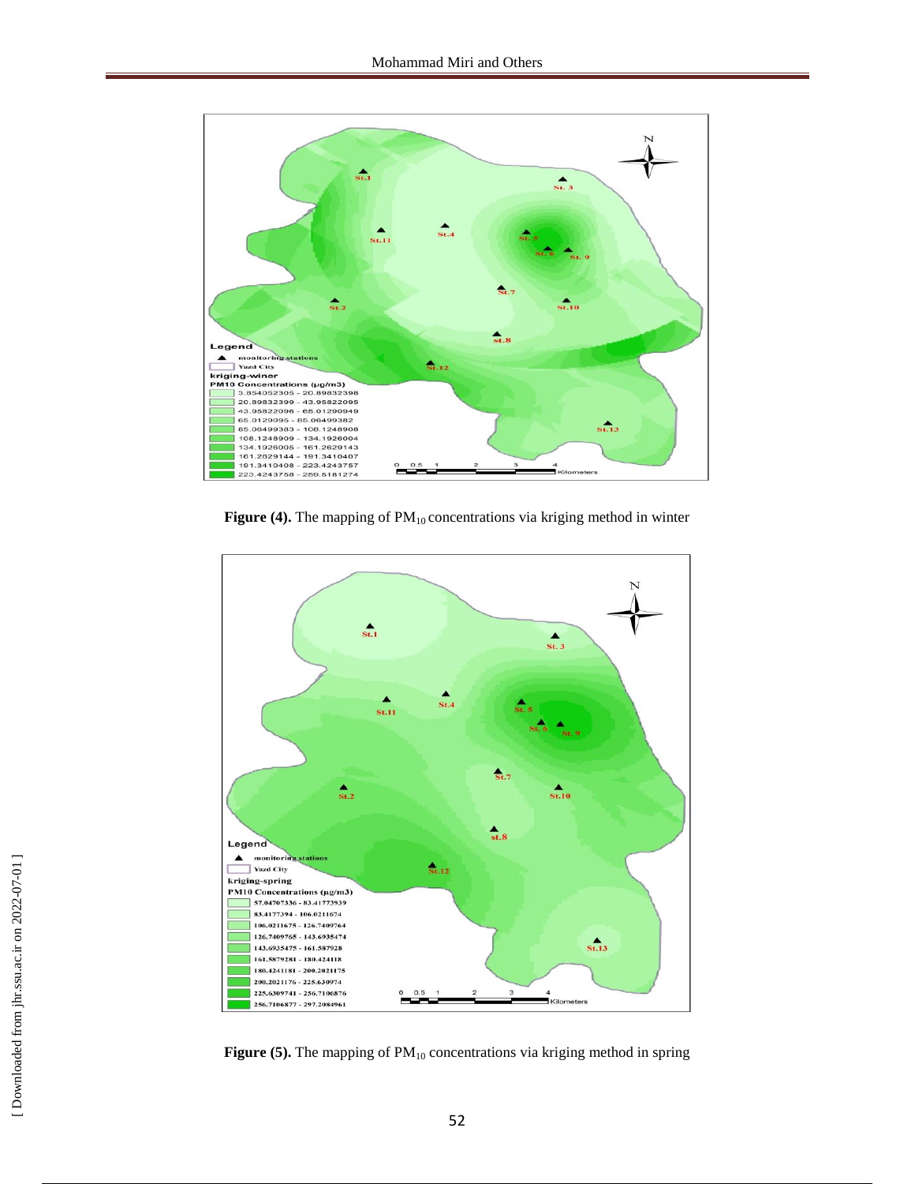**Figure (4).** The mapping of $PM_{10}$ concentrations via kriging method in winter

**Figure (5).** The mapping of $PM_{10}$ concentrations via kriging method in spring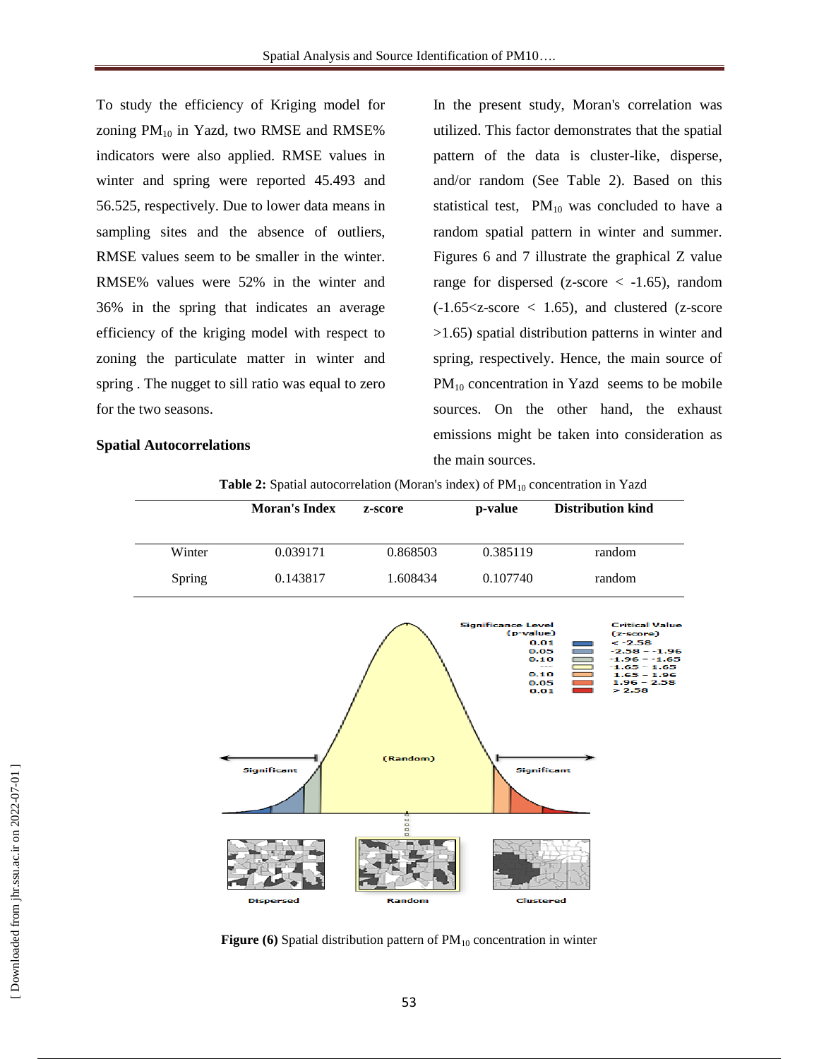To study the efficiency of Kriging model for zoning $PM_{10}$ in Yazd, two RMSE and RMSE% indicators were also applied. RMSE values in winter and spring were reported 45.493 and 56.525, respectively. Due to lower data means in sampling sites and the absence of outliers, RMSE values seem to be smaller in the winter. RMSE% values were 52% in the winter and 36% in the spring that indicates an average efficiency of the kriging model with respect to zoning the particulate matter in winter and spring . The nugget to sill ratio was equal to zero for the two seasons.

**Spatial Autocorrelations**

In the present study, Moran's correlation was utilized. This factor demonstrates that the spatial pattern of the data is cluster-like, disperse, and/or random (See Table 2). Based on this statistical test, $PM_{10}$ was concluded to have a random spatial pattern in winter and summer. Figures 6 and 7 illustrate the graphical Z value range for dispersed (z-score < -1.65), random (-1.65<z-score < 1.65), and clustered (z-score >1.65) spatial distribution patterns in winter and spring, respectively. Hence, the main source of $PM_{10}$ concentration in Yazd seems to be mobile sources. On the other hand, the exhaust emissions might be taken into consideration as the main sources.

**Table 2:** Spatial autocorrelation (Moran's index) of $PM_{10}$ concentration in Yazd

| | Moran's Index | z-score | p-value | Distribution kind |
|---|---|---|---|---|
| Winter | 0.039171 | 0.868503 | 0.385119 | random |
| Spring | 0.143817 | 1.608434 | 0.107740 | random |

**Figure (6)** Spatial distribution pattern of $PM_{10}$ concentration in winter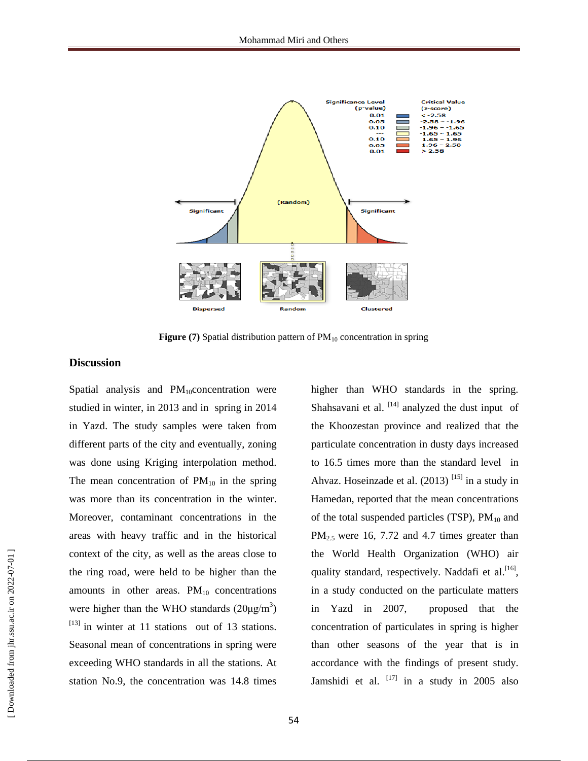**Figure (7)** Spatial distribution pattern of $PM_{10}$ concentration in spring

## Discussion

Spatial analysis and $PM_{10}$concentration were studied in winter, in 2013 and in spring in 2014 in Yazd. The study samples were taken from different parts of the city and eventually, zoning was done using Kriging interpolation method. The mean concentration of $PM_{10}$ in the spring was more than its concentration in the winter. Moreover, contaminant concentrations in the areas with heavy traffic and in the historical context of the city, as well as the areas close to the ring road, were held to be higher than the amounts in other areas. $PM_{10}$ concentrations were higher than the WHO standards (20µg/m$^3$) [13] in winter at 11 stations out of 13 stations. Seasonal mean of concentrations in spring were exceeding WHO standards in all the stations. At station No.9, the concentration was 14.8 times higher than WHO standards in the spring. Shahsavani et al. [14] analyzed the dust input of the Khoozestan province and realized that the particulate concentration in dusty days increased to 16.5 times more than the standard level in Ahvaz. Hoseinzade et al. (2013) [15] in a study in Hamedan, reported that the mean concentrations of the total suspended particles (TSP), $PM_{10}$ and $PM_{2.5}$ were 16, 7.72 and 4.7 times greater than the World Health Organization (WHO) air quality standard, respectively. Naddafi et al.[16], in a study conducted on the particulate matters in Yazd in 2007, proposed that the concentration of particulates in spring is higher than other seasons of the year that is in accordance with the findings of present study. Jamshidi et al. [17] in a study in 2005 also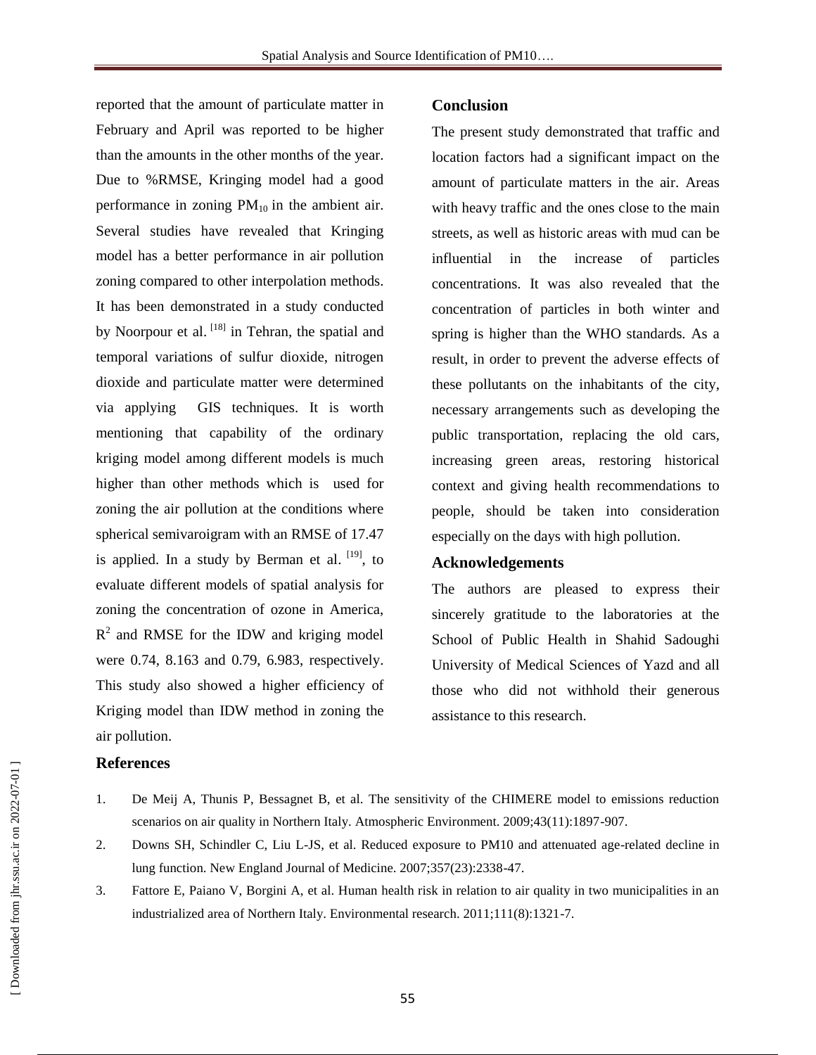reported that the amount of particulate matter in February and April was reported to be higher than the amounts in the other months of the year. Due to %RMSE, Kringing model had a good performance in zoning $PM_{10}$ in the ambient air. Several studies have revealed that Kringing model has a better performance in air pollution zoning compared to other interpolation methods. It has been demonstrated in a study conducted by Noorpour et al. [18] in Tehran, the spatial and temporal variations of sulfur dioxide, nitrogen dioxide and particulate matter were determined via applying GIS techniques. It is worth mentioning that capability of the ordinary kriging model among different models is much higher than other methods which is used for zoning the air pollution at the conditions where spherical semivaroigram with an RMSE of 17.47 is applied. In a study by Berman et al. [19], to evaluate different models of spatial analysis for zoning the concentration of ozone in America, $R^2$ and RMSE for the IDW and kriging model were 0.74, 8.163 and 0.79, 6.983, respectively. This study also showed a higher efficiency of Kriging model than IDW method in zoning the air pollution.

## Conclusion

The present study demonstrated that traffic and location factors had a significant impact on the amount of particulate matters in the air. Areas with heavy traffic and the ones close to the main streets, as well as historic areas with mud can be influential in the increase of particles concentrations. It was also revealed that the concentration of particles in both winter and spring is higher than the WHO standards. As a result, in order to prevent the adverse effects of these pollutants on the inhabitants of the city, necessary arrangements such as developing the public transportation, replacing the old cars, increasing green areas, restoring historical context and giving health recommendations to people, should be taken into consideration especially on the days with high pollution.

## Acknowledgements

The authors are pleased to express their sincerely gratitude to the laboratories at the School of Public Health in Shahid Sadoughi University of Medical Sciences of Yazd and all those who did not withhold their generous assistance to this research.

## References

1. De Meij A, Thunis P, Bessagnet B, et al. The sensitivity of the CHIMERE model to emissions reduction scenarios on air quality in Northern Italy. Atmospheric Environment. 2009;43(11):1897-907.
2. Downs SH, Schindler C, Liu L-JS, et al. Reduced exposure to PM10 and attenuated age-related decline in lung function. New England Journal of Medicine. 2007;357(23):2338-47.
3. Fattore E, Paiano V, Borgini A, et al. Human health risk in relation to air quality in two municipalities in an industrialized area of Northern Italy. Environmental research. 2011;111(8):1321-7.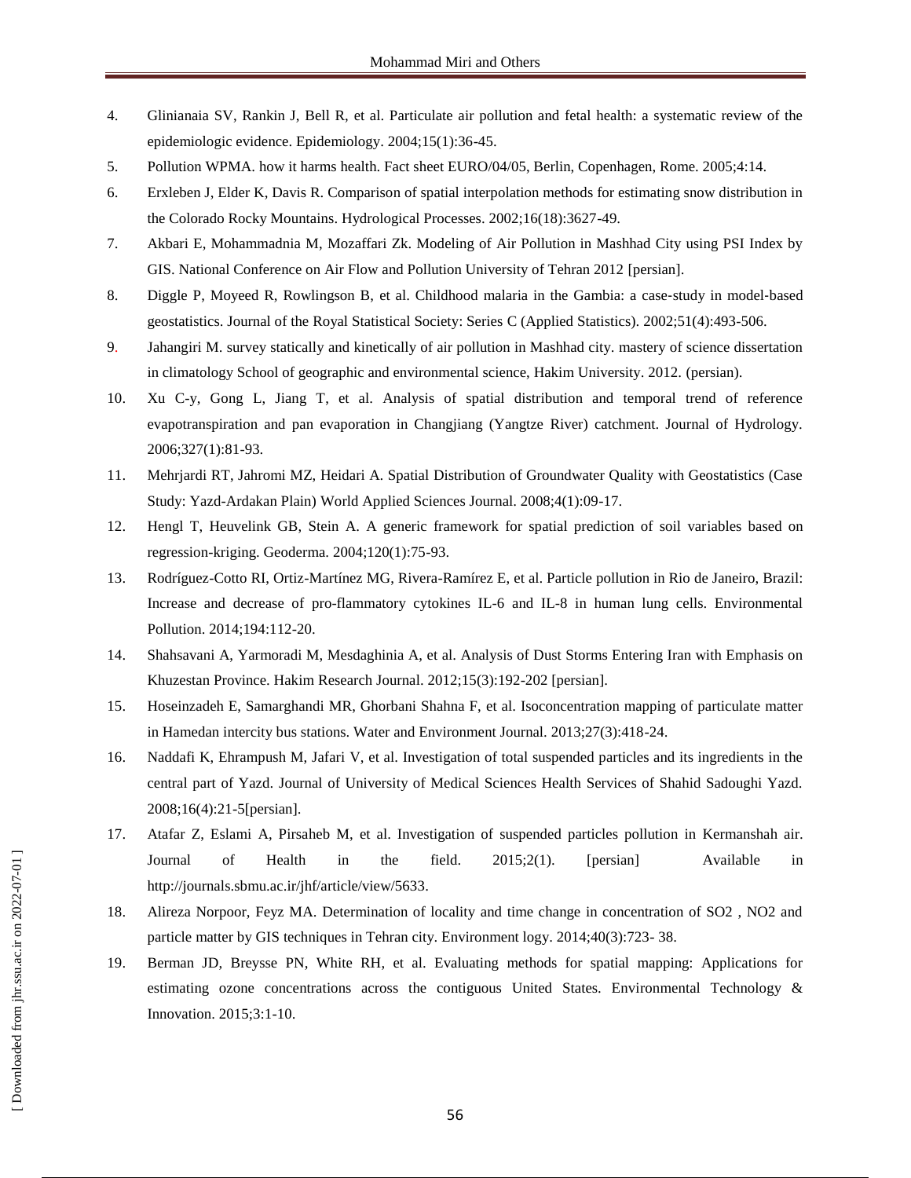4. Glinianaia SV, Rankin J, Bell R, et al. Particulate air pollution and fetal health: a systematic review of the epidemiologic evidence. Epidemiology. 2004;15(1):36-45.
5. Pollution WPMA. how it harms health. Fact sheet EURO/04/05, Berlin, Copenhagen, Rome. 2005;4:14.
6. Erxleben J, Elder K, Davis R. Comparison of spatial interpolation methods for estimating snow distribution in the Colorado Rocky Mountains. Hydrological Processes. 2002;16(18):3627-49.
7. Akbari E, Mohammadnia M, Mozaffari Zk. Modeling of Air Pollution in Mashhad City using PSI Index by GIS. National Conference on Air Flow and Pollution University of Tehran 2012 [persian].
8. Diggle P, Moyeed R, Rowlingson B, et al. Childhood malaria in the Gambia: a case-study in model-based geostatistics. Journal of the Royal Statistical Society: Series C (Applied Statistics). 2002;51(4):493-506.
9. Jahangiri M. survey statically and kinetically of air pollution in Mashhad city. mastery of science dissertation in climatology School of geographic and environmental science, Hakim University. 2012. (persian).
10. Xu C-y, Gong L, Jiang T, et al. Analysis of spatial distribution and temporal trend of reference evapotranspiration and pan evaporation in Changjiang (Yangtze River) catchment. Journal of Hydrology. 2006;327(1):81-93.
11. Mehrjardi RT, Jahromi MZ, Heidari A. Spatial Distribution of Groundwater Quality with Geostatistics (Case Study: Yazd-Ardakan Plain) World Applied Sciences Journal. 2008;4(1):09-17.
12. Hengl T, Heuvelink GB, Stein A. A generic framework for spatial prediction of soil variables based on regression-kriging. Geoderma. 2004;120(1):75-93.
13. Rodríguez-Cotto RI, Ortiz-Martínez MG, Rivera-Ramírez E, et al. Particle pollution in Rio de Janeiro, Brazil: Increase and decrease of pro-flammatory cytokines IL-6 and IL-8 in human lung cells. Environmental Pollution. 2014;194:112-20.
14. Shahsavani A, Yarmoradi M, Mesdaghinia A, et al. Analysis of Dust Storms Entering Iran with Emphasis on Khuzestan Province. Hakim Research Journal. 2012;15(3):192-202 [persian].
15. Hoseinzadeh E, Samarghandi MR, Ghorbani Shahna F, et al. Isoconcentration mapping of particulate matter in Hamedan intercity bus stations. Water and Environment Journal. 2013;27(3):418-24.
16. Naddafi K, Ehrampush M, Jafari V, et al. Investigation of total suspended particles and its ingredients in the central part of Yazd. Journal of University of Medical Sciences Health Services of Shahid Sadoughi Yazd. 2008;16(4):21-5[persian].
17. Atafar Z, Eslami A, Pirsaheb M, et al. Investigation of suspended particles pollution in Kermanshah air. Journal of Health in the field. 2015;2(1). [persian] Available in http://journals.sbmu.ac.ir/jhf/article/view/5633.
18. Alireza Norpoor, Feyz MA. Determination of locality and time change in concentration of SO2 , NO2 and particle matter by GIS techniques in Tehran city. Environment logy. 2014;40(3):723- 38.
19. Berman JD, Breysse PN, White RH, et al. Evaluating methods for spatial mapping: Applications for estimating ozone concentrations across the contiguous United States. Environmental Technology & Innovation. 2015;3:1-10.